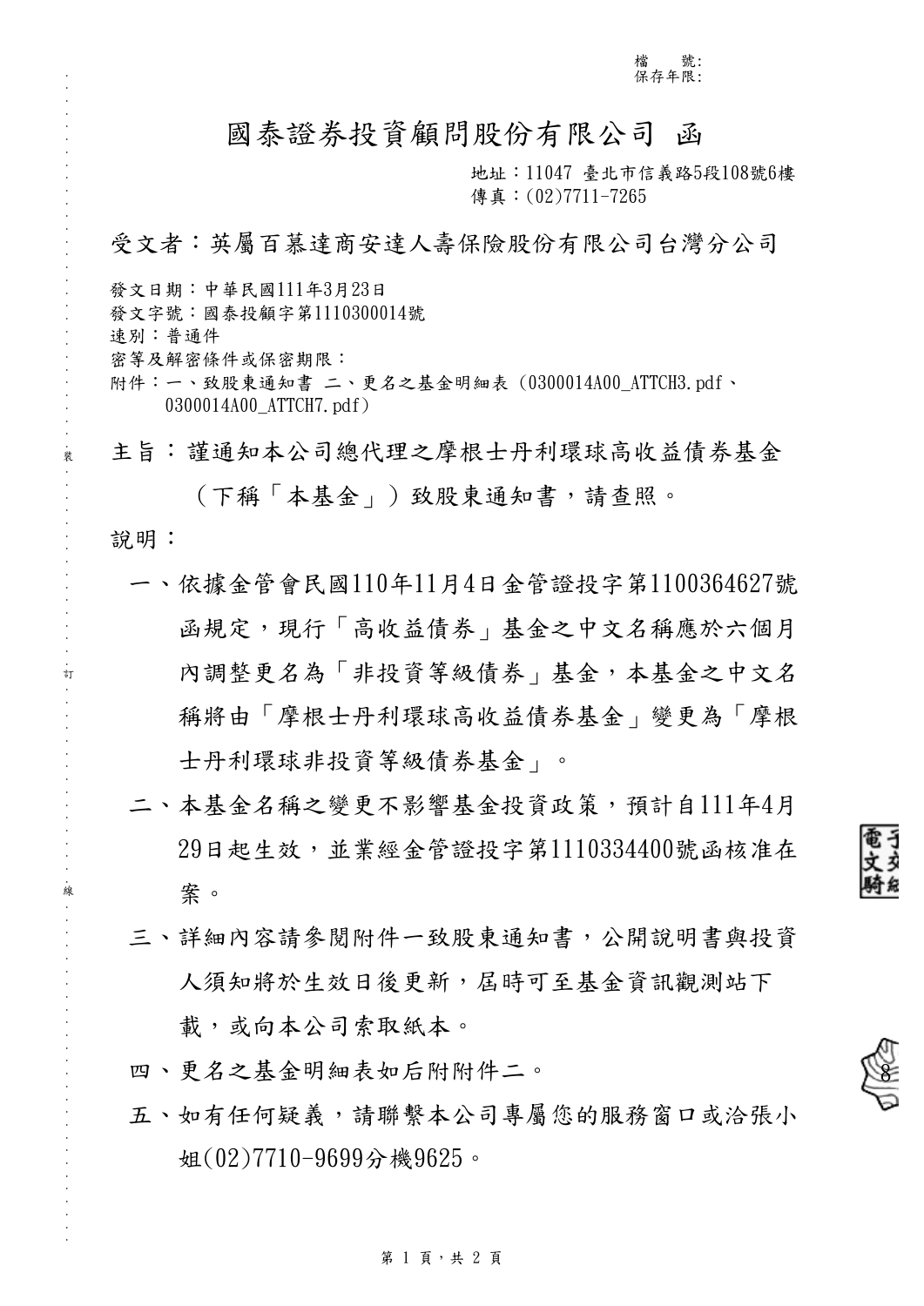檔　　號:
保存年限:

# 國泰證券投資顧問股份有限公司 函

地址：11047 臺北市信義路5段108號6樓
傳真：(02)7711-7265

受文者：英屬百慕達商安達人壽保險股份有限公司台灣分公司

發文日期：中華民國111年3月23日
發文字號：國泰投顧字第1110300014號
速別：普通件
密等及解密條件或保密期限：
附件：一、致股東通知書 二、更名之基金明細表（0300014A00_ATTCH3.pdf、0300014A00_ATTCH7.pdf）

主旨：謹通知本公司總代理之摩根士丹利環球高收益債券基金（下稱「本基金」）致股東通知書，請查照。

說明：

一、依據金管會民國110年11月4日金管證投字第1100364627號函規定，現行「高收益債券」基金之中文名稱應於六個月內調整更名為「非投資等級債券」基金，本基金之中文名稱將由「摩根士丹利環球高收益債券基金」變更為「摩根士丹利環球非投資等級債券基金」。

二、本基金名稱之變更不影響基金投資政策，預計自111年4月29日起生效，並業經金管證投字第1110334400號函核准在案。

三、詳細內容請參閱附件一致股東通知書，公開說明書與投資人須知將於生效日後更新，屆時可至基金資訊觀測站下載，或向本公司索取紙本。

四、更名之基金明細表如后附附件二。

五、如有任何疑義，請聯繫本公司專屬您的服務窗口或洽張小姐(02)7710-9699分機9625。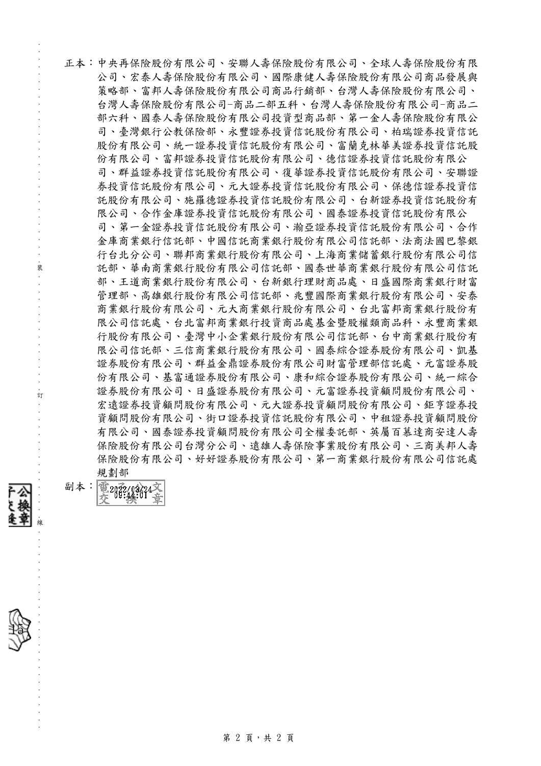正本：中央再保險股份有限公司、安聯人壽保險股份有限公司、全球人壽保險股份有限公司、宏泰人壽保險股份有限公司、國際康健人壽保險股份有限公司商品發展與策略部、富邦人壽保險股份有限公司商品行銷部、台灣人壽保險股份有限公司、台灣人壽保險股份有限公司-商品二部五科、台灣人壽保險股份有限公司-商品二部六科、國泰人壽保險股份有限公司投資型商品部、第一金人壽保險股份有限公司、臺灣銀行公教保險部、永豐證券投資信託股份有限公司、柏瑞證券投資信託股份有限公司、統一證券投資信託股份有限公司、富蘭克林華美證券投資信託股份有限公司、富邦證券投資信託股份有限公司、德信證券投資信託股份有限公司、群益證券投資信託股份有限公司、復華證券投資信託股份有限公司、安聯證券投資信託股份有限公司、元大證券投資信託股份有限公司、保德信證券投資信託股份有限公司、施羅德證券投資信託股份有限公司、台新證券投資信託股份有限公司、合作金庫證券投資信託股份有限公司、國泰證券投資信託股份有限公司、第一金證券投資信託股份有限公司、瀚亞證券投資信託股份有限公司、合作金庫商業銀行信託部、中國信託商業銀行股份有限公司信託部、法商法國巴黎銀行台北分公司、聯邦商業銀行股份有限公司、上海商業儲蓄銀行股份有限公司信託部、華南商業銀行股份有限公司信託部、國泰世華商業銀行股份有限公司信託部、王道商業銀行股份有限公司、台新銀行理財商品處、日盛國際商業銀行財富管理部、高雄銀行股份有限公司信託部、兆豐國際商業銀行股份有限公司、安泰商業銀行股份有限公司、元大商業銀行股份有限公司、台北富邦商業銀行股份有限公司信託處、台北富邦商業銀行投資商品處基金暨股權類商品科、永豐商業銀行股份有限公司、臺灣中小企業銀行股份有限公司信託部、台中商業銀行股份有限公司信託部、三信商業銀行股份有限公司、國泰綜合證券股份有限公司、凱基證券股份有限公司、群益金鼎證券股份有限公司財富管理部信託處、元富證券股份有限公司、基富通證券股份有限公司、康和綜合證券股份有限公司、統一綜合證券股份有限公司、日盛證券股份有限公司、元富證券投資顧問股份有限公司、宏遠證券投資顧問股份有限公司、元大證券投資顧問股份有限公司、鉅亨證券投資顧問股份有限公司、街口證券投資信託股份有限公司、中租證券投資顧問股份有限公司、國泰證券投資顧問股份有限公司全權委託部、英屬百慕達商安達人壽保險股份有限公司台灣分公司、遠雄人壽保險事業股份有限公司、三商美邦人壽保險股份有限公司、好好證券股份有限公司、第一商業銀行股份有限公司信託處規劃部

副本：電子公文交換章 2022/03/24 09:44:01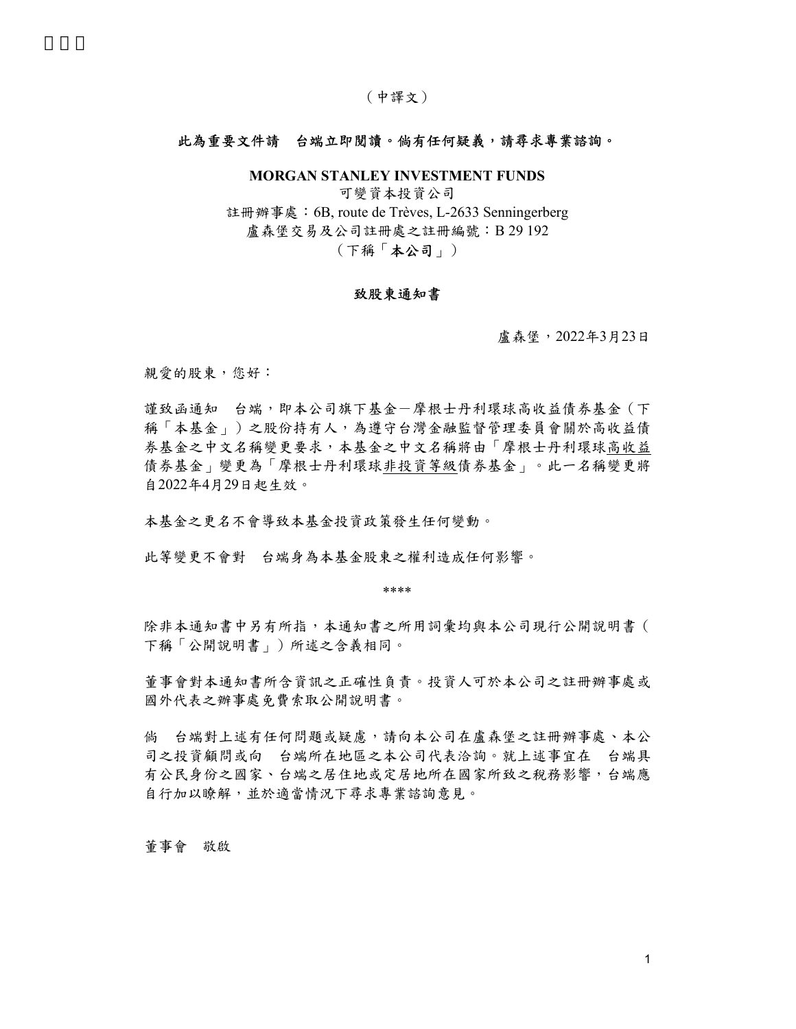（中譯文）

**此為重要文件請　台端立即閱讀。倘有任何疑義，請尋求專業諮詢。**

**MORGAN STANLEY INVESTMENT FUNDS**

可變資本投資公司

註冊辦事處：6B, route de Trèves, L-2633 Senningerberg

盧森堡交易及公司註冊處之註冊編號：B 29 192

（下稱「**本公司**」）

**致股東通知書**

盧森堡，2022年3月23日

親愛的股東，您好：

謹致函通知　台端，即本公司旗下基金－摩根士丹利環球高收益債券基金（下稱「本基金」）之股份持有人，為遵守台灣金融監督管理委員會關於高收益債券基金之中文名稱變更要求，本基金之中文名稱將由「摩根士丹利環球高收益債券基金」變更為「摩根士丹利環球非投資等級債券基金」。此一名稱變更將自2022年4月29日起生效。

本基金之更名不會導致本基金投資政策發生任何變動。

此等變更不會對　台端身為本基金股東之權利造成任何影響。

****

除非本通知書中另有所指，本通知書之所用詞彙均與本公司現行公開說明書（下稱「公開說明書」）所述之含義相同。

董事會對本通知書所含資訊之正確性負責。投資人可於本公司之註冊辦事處或國外代表之辦事處免費索取公開說明書。

倘　台端對上述有任何問題或疑慮，請向本公司在盧森堡之註冊辦事處、本公司之投資顧問或向　台端所在地區之本公司代表洽詢。就上述事宜在　台端具有公民身份之國家、台端之居住地或定居地所在國家所致之稅務影響，台端應自行加以瞭解，並於適當情況下尋求專業諮詢意見。

董事會　敬啟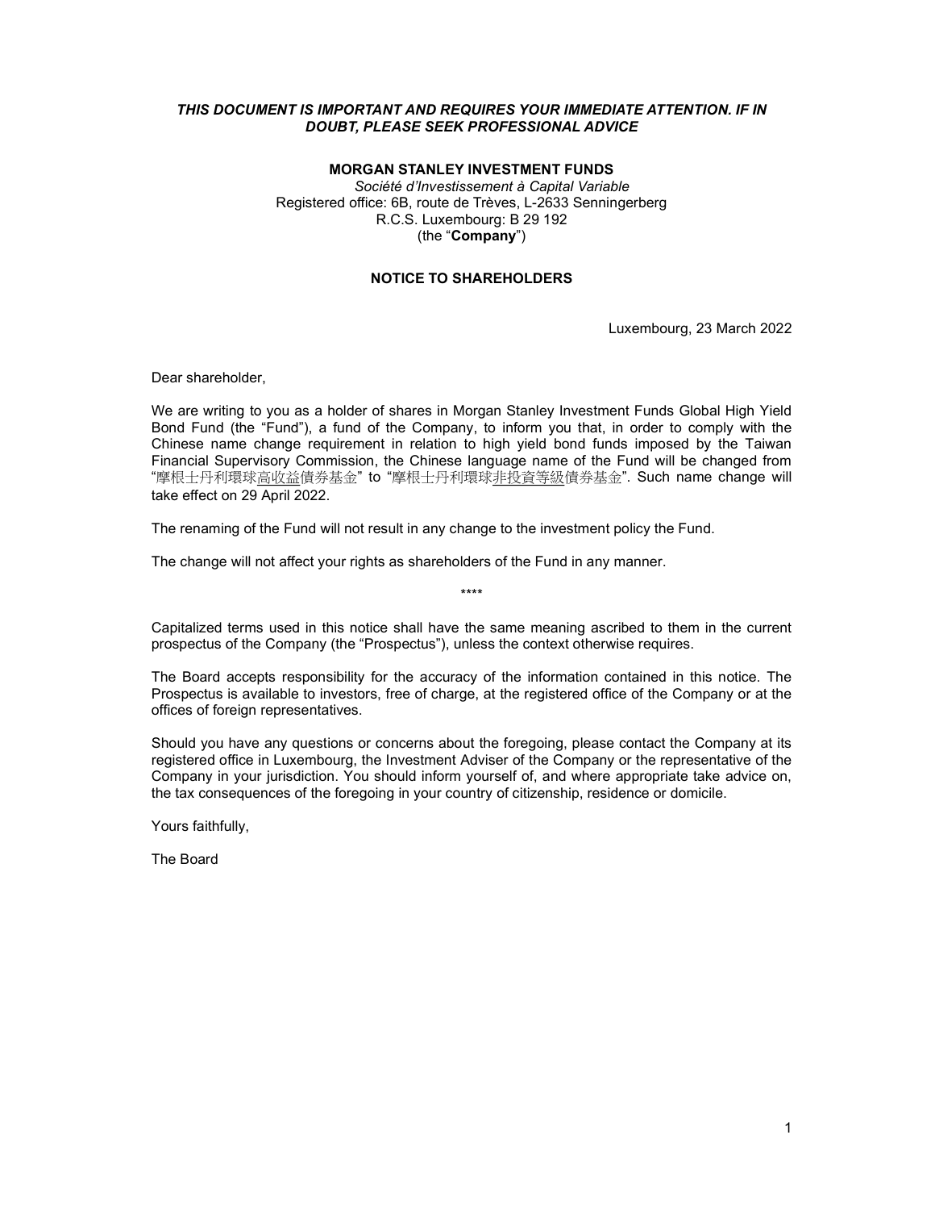***THIS DOCUMENT IS IMPORTANT AND REQUIRES YOUR IMMEDIATE ATTENTION. IF IN DOUBT, PLEASE SEEK PROFESSIONAL ADVICE***

**MORGAN STANLEY INVESTMENT FUNDS**
*Société d'Investissement à Capital Variable*
Registered office: 6B, route de Trèves, L-2633 Senningerberg
R.C.S. Luxembourg: B 29 192
(the "**Company**")

**NOTICE TO SHAREHOLDERS**

Luxembourg, 23 March 2022

Dear shareholder,

We are writing to you as a holder of shares in Morgan Stanley Investment Funds Global High Yield Bond Fund (the "Fund"), a fund of the Company, to inform you that, in order to comply with the Chinese name change requirement in relation to high yield bond funds imposed by the Taiwan Financial Supervisory Commission, the Chinese language name of the Fund will be changed from "摩根士丹利環球高收益債券基金" to "摩根士丹利環球非投資等級債券基金". Such name change will take effect on 29 April 2022.

The renaming of the Fund will not result in any change to the investment policy the Fund.

The change will not affect your rights as shareholders of the Fund in any manner.

\*\*\*\*

Capitalized terms used in this notice shall have the same meaning ascribed to them in the current prospectus of the Company (the "Prospectus"), unless the context otherwise requires.

The Board accepts responsibility for the accuracy of the information contained in this notice. The Prospectus is available to investors, free of charge, at the registered office of the Company or at the offices of foreign representatives.

Should you have any questions or concerns about the foregoing, please contact the Company at its registered office in Luxembourg, the Investment Adviser of the Company or the representative of the Company in your jurisdiction. You should inform yourself of, and where appropriate take advice on, the tax consequences of the foregoing in your country of citizenship, residence or domicile.

Yours faithfully,

The Board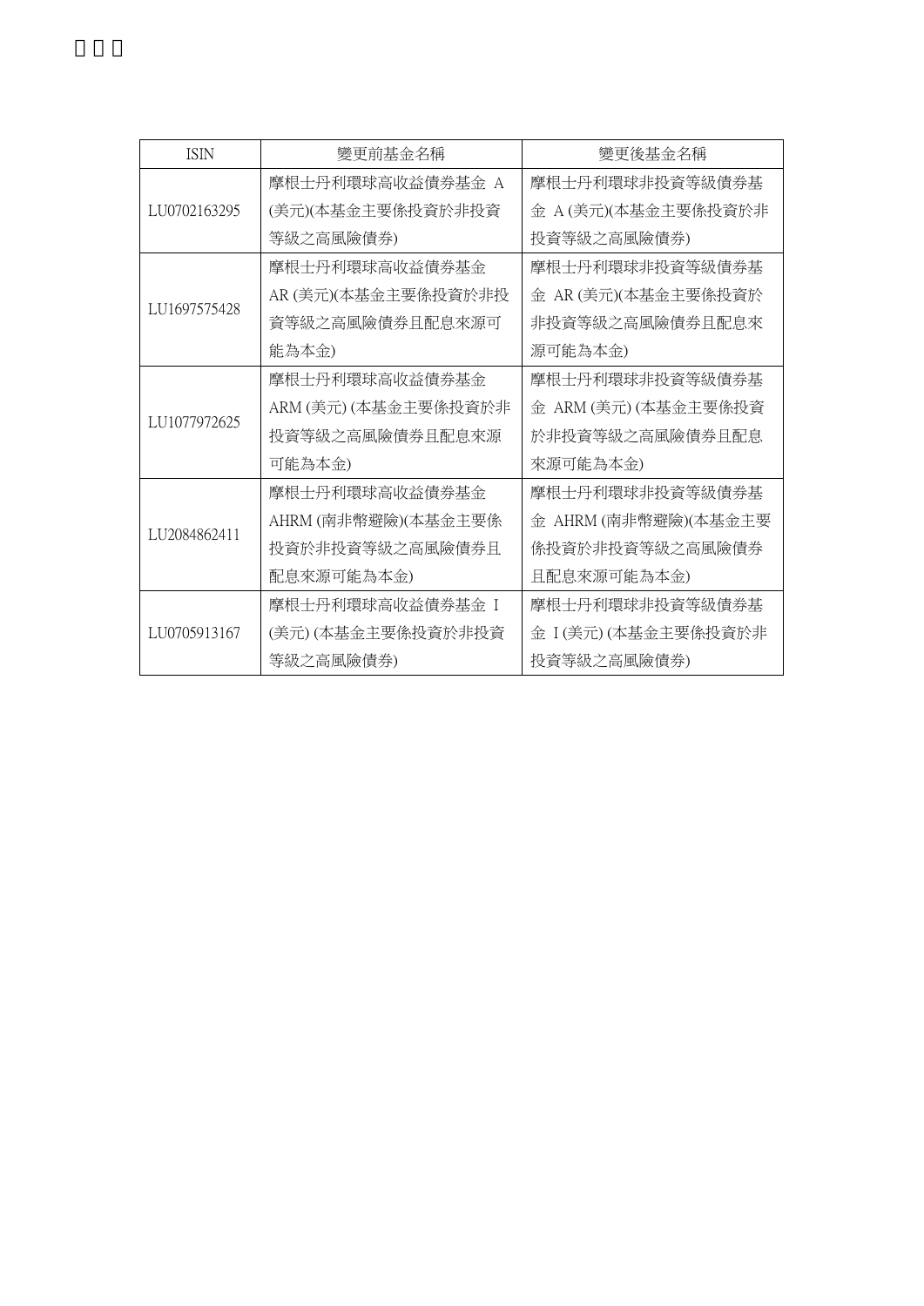| ISIN | 變更前基金名稱 | 變更後基金名稱 |
|---|---|---|
| LU0702163295 | 摩根士丹利環球高收益債券基金 A (美元)(本基金主要係投資於非投資等級之高風險債券) | 摩根士丹利環球非投資等級債券基金 A (美元)(本基金主要係投資於非投資等級之高風險債券) |
| LU1697575428 | 摩根士丹利環球高收益債券基金 AR (美元)(本基金主要係投資於非投資等級之高風險債券且配息來源可能為本金) | 摩根士丹利環球非投資等級債券基金 AR (美元)(本基金主要係投資於非投資等級之高風險債券且配息來源可能為本金) |
| LU1077972625 | 摩根士丹利環球高收益債券基金 ARM (美元) (本基金主要係投資於非投資等級之高風險債券且配息來源可能為本金) | 摩根士丹利環球非投資等級債券基金 ARM (美元) (本基金主要係投資於非投資等級之高風險債券且配息來源可能為本金) |
| LU2084862411 | 摩根士丹利環球高收益債券基金 AHRM (南非幣避險)(本基金主要係投資於非投資等級之高風險債券且配息來源可能為本金) | 摩根士丹利環球非投資等級債券基金 AHRM (南非幣避險)(本基金主要係投資於非投資等級之高風險債券且配息來源可能為本金) |
| LU0705913167 | 摩根士丹利環球高收益債券基金 I (美元) (本基金主要係投資於非投資等級之高風險債券) | 摩根士丹利環球非投資等級債券基金 I (美元) (本基金主要係投資於非投資等級之高風險債券) |